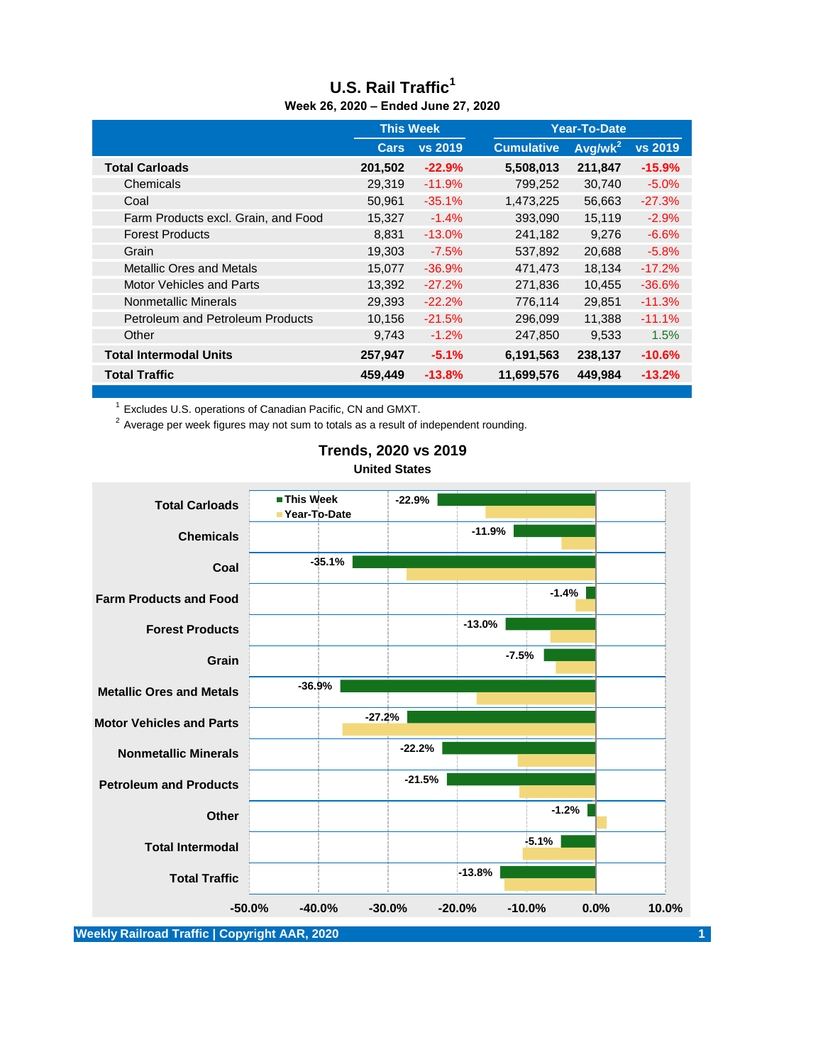# U.S. Rail Traffic[1]

**Week 26, 2020 – Ended June 27, 2020**

| | This Week | | Year-To-Date | | |
|---|---|---|---|---|---|
| | Cars | vs 2019 | Cumulative | Avg/wk[2] | vs 2019 |
| **Total Carloads** | **201,502** | **-22.9%** | **5,508,013** | **211,847** | **-15.9%** |
| Chemicals | 29,319 | -11.9% | 799,252 | 30,740 | -5.0% |
| Coal | 50,961 | -35.1% | 1,473,225 | 56,663 | -27.3% |
| Farm Products excl. Grain, and Food | 15,327 | -1.4% | 393,090 | 15,119 | -2.9% |
| Forest Products | 8,831 | -13.0% | 241,182 | 9,276 | -6.6% |
| Grain | 19,303 | -7.5% | 537,892 | 20,688 | -5.8% |
| Metallic Ores and Metals | 15,077 | -36.9% | 471,473 | 18,134 | -17.2% |
| Motor Vehicles and Parts | 13,392 | -27.2% | 271,836 | 10,455 | -36.6% |
| Nonmetallic Minerals | 29,393 | -22.2% | 776,114 | 29,851 | -11.3% |
| Petroleum and Petroleum Products | 10,156 | -21.5% | 296,099 | 11,388 | -11.1% |
| Other | 9,743 | -1.2% | 247,850 | 9,533 | 1.5% |
| **Total Intermodal Units** | **257,947** | **-5.1%** | **6,191,563** | **238,137** | **-10.6%** |
| **Total Traffic** | **459,449** | **-13.8%** | **11,699,576** | **449,984** | **-13.2%** |

[1] Excludes U.S. operations of Canadian Pacific, CN and GMXT.

[2] Average per week figures may not sum to totals as a result of independent rounding.

## Trends, 2020 vs 2019

**United States**

| | This Week | Year-To-Date |
|---|---|---|
| Total Carloads | -22.9% | |
| Chemicals | -11.9% | |
| Coal | -35.1% | |
| Farm Products and Food | -1.4% | |
| Forest Products | -13.0% | |
| Grain | -7.5% | |
| Metallic Ores and Metals | -36.9% | |
| Motor Vehicles and Parts | -27.2% | |
| Nonmetallic Minerals | -22.2% | |
| Petroleum and Products | -21.5% | |
| Other | -1.2% | |
| Total Intermodal | -5.1% | |
| Total Traffic | -13.8% | |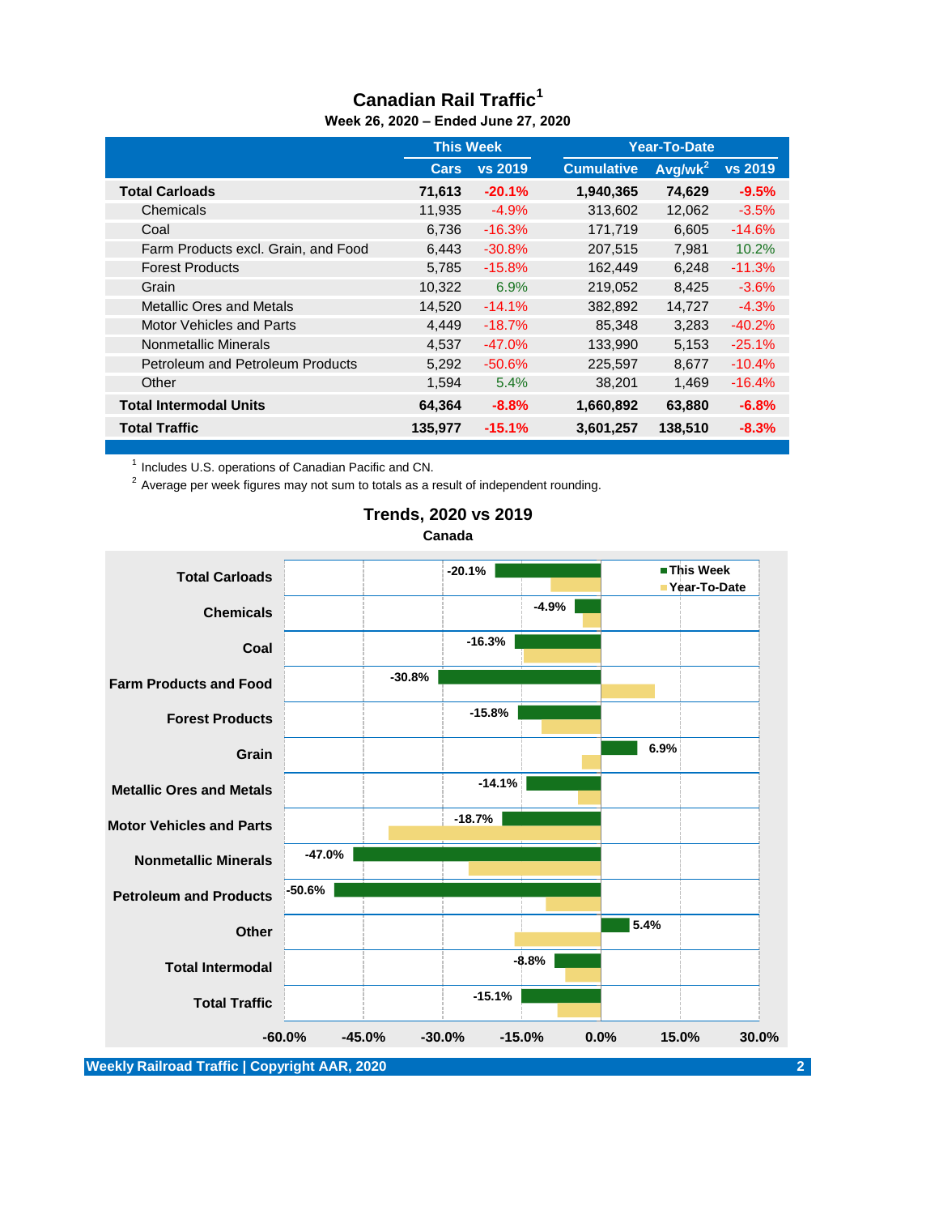# Canadian Rail Traffic[1]

**Week 26, 2020 – Ended June 27, 2020**

| | This Week | | Year-To-Date | | |
|---|---|---|---|---|---|
| | Cars | vs 2019 | Cumulative | Avg/wk[2] | vs 2019 |
| **Total Carloads** | **71,613** | **-20.1%** | **1,940,365** | **74,629** | **-9.5%** |
| Chemicals | 11,935 | -4.9% | 313,602 | 12,062 | -3.5% |
| Coal | 6,736 | -16.3% | 171,719 | 6,605 | -14.6% |
| Farm Products excl. Grain, and Food | 6,443 | -30.8% | 207,515 | 7,981 | 10.2% |
| Forest Products | 5,785 | -15.8% | 162,449 | 6,248 | -11.3% |
| Grain | 10,322 | 6.9% | 219,052 | 8,425 | -3.6% |
| Metallic Ores and Metals | 14,520 | -14.1% | 382,892 | 14,727 | -4.3% |
| Motor Vehicles and Parts | 4,449 | -18.7% | 85,348 | 3,283 | -40.2% |
| Nonmetallic Minerals | 4,537 | -47.0% | 133,990 | 5,153 | -25.1% |
| Petroleum and Petroleum Products | 5,292 | -50.6% | 225,597 | 8,677 | -10.4% |
| Other | 1,594 | 5.4% | 38,201 | 1,469 | -16.4% |
| **Total Intermodal Units** | **64,364** | **-8.8%** | **1,660,892** | **63,880** | **-6.8%** |
| **Total Traffic** | **135,977** | **-15.1%** | **3,601,257** | **138,510** | **-8.3%** |

[1] Includes U.S. operations of Canadian Pacific and CN.

[2] Average per week figures may not sum to totals as a result of independent rounding.

## Trends, 2020 vs 2019

**Canada**

| Category | This Week |
|---|---|
| Total Carloads | -20.1% |
| Chemicals | -4.9% |
| Coal | -16.3% |
| Farm Products and Food | -30.8% |
| Forest Products | -15.8% |
| Grain | 6.9% |
| Metallic Ores and Metals | -14.1% |
| Motor Vehicles and Parts | -18.7% |
| Nonmetallic Minerals | -47.0% |
| Petroleum and Products | -50.6% |
| Other | 5.4% |
| Total Intermodal | -8.8% |
| Total Traffic | -15.1% |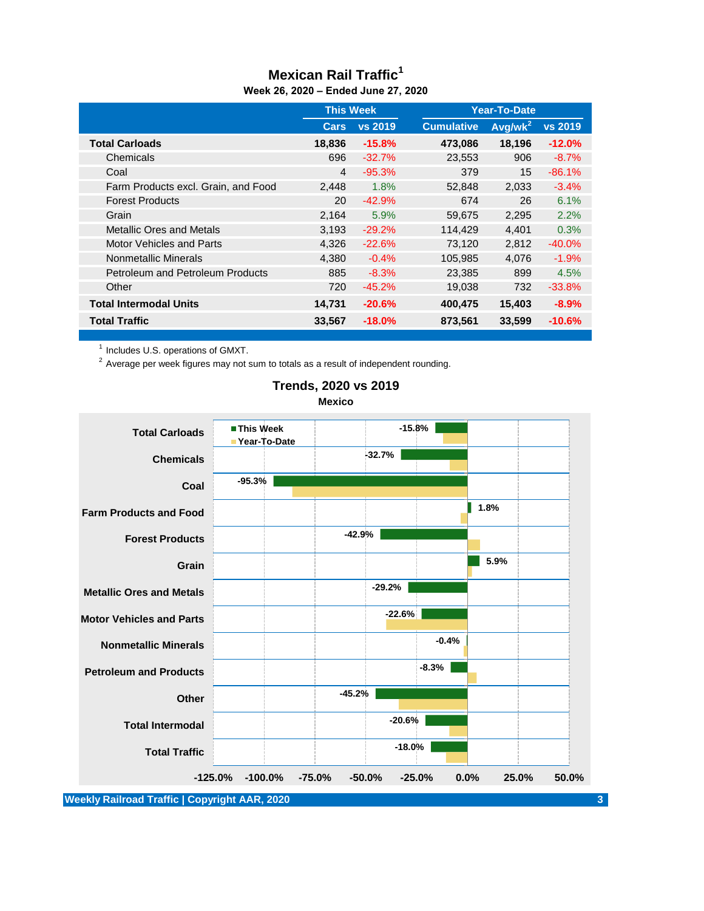# Mexican Rail Traffic[1]

**Week 26, 2020 – Ended June 27, 2020**

| | This Week | | Year-To-Date | | |
|---|---|---|---|---|---|
| | Cars | vs 2019 | Cumulative | Avg/wk[2] | vs 2019 |
| **Total Carloads** | **18,836** | **-15.8%** | **473,086** | **18,196** | **-12.0%** |
| Chemicals | 696 | -32.7% | 23,553 | 906 | -8.7% |
| Coal | 4 | -95.3% | 379 | 15 | -86.1% |
| Farm Products excl. Grain, and Food | 2,448 | 1.8% | 52,848 | 2,033 | -3.4% |
| Forest Products | 20 | -42.9% | 674 | 26 | 6.1% |
| Grain | 2,164 | 5.9% | 59,675 | 2,295 | 2.2% |
| Metallic Ores and Metals | 3,193 | -29.2% | 114,429 | 4,401 | 0.3% |
| Motor Vehicles and Parts | 4,326 | -22.6% | 73,120 | 2,812 | -40.0% |
| Nonmetallic Minerals | 4,380 | -0.4% | 105,985 | 4,076 | -1.9% |
| Petroleum and Petroleum Products | 885 | -8.3% | 23,385 | 899 | 4.5% |
| Other | 720 | -45.2% | 19,038 | 732 | -33.8% |
| **Total Intermodal Units** | **14,731** | **-20.6%** | **400,475** | **15,403** | **-8.9%** |
| **Total Traffic** | **33,567** | **-18.0%** | **873,561** | **33,599** | **-10.6%** |

[1] Includes U.S. operations of GMXT.

[2] Average per week figures may not sum to totals as a result of independent rounding.

## Trends, 2020 vs 2019

**Mexico**

| Category | This Week |
|---|---|
| Total Carloads | -15.8% |
| Chemicals | -32.7% |
| Coal | -95.3% |
| Farm Products and Food | 1.8% |
| Forest Products | -42.9% |
| Grain | 5.9% |
| Metallic Ores and Metals | -29.2% |
| Motor Vehicles and Parts | -22.6% |
| Nonmetallic Minerals | -0.4% |
| Petroleum and Products | -8.3% |
| Other | -45.2% |
| Total Intermodal | -20.6% |
| Total Traffic | -18.0% |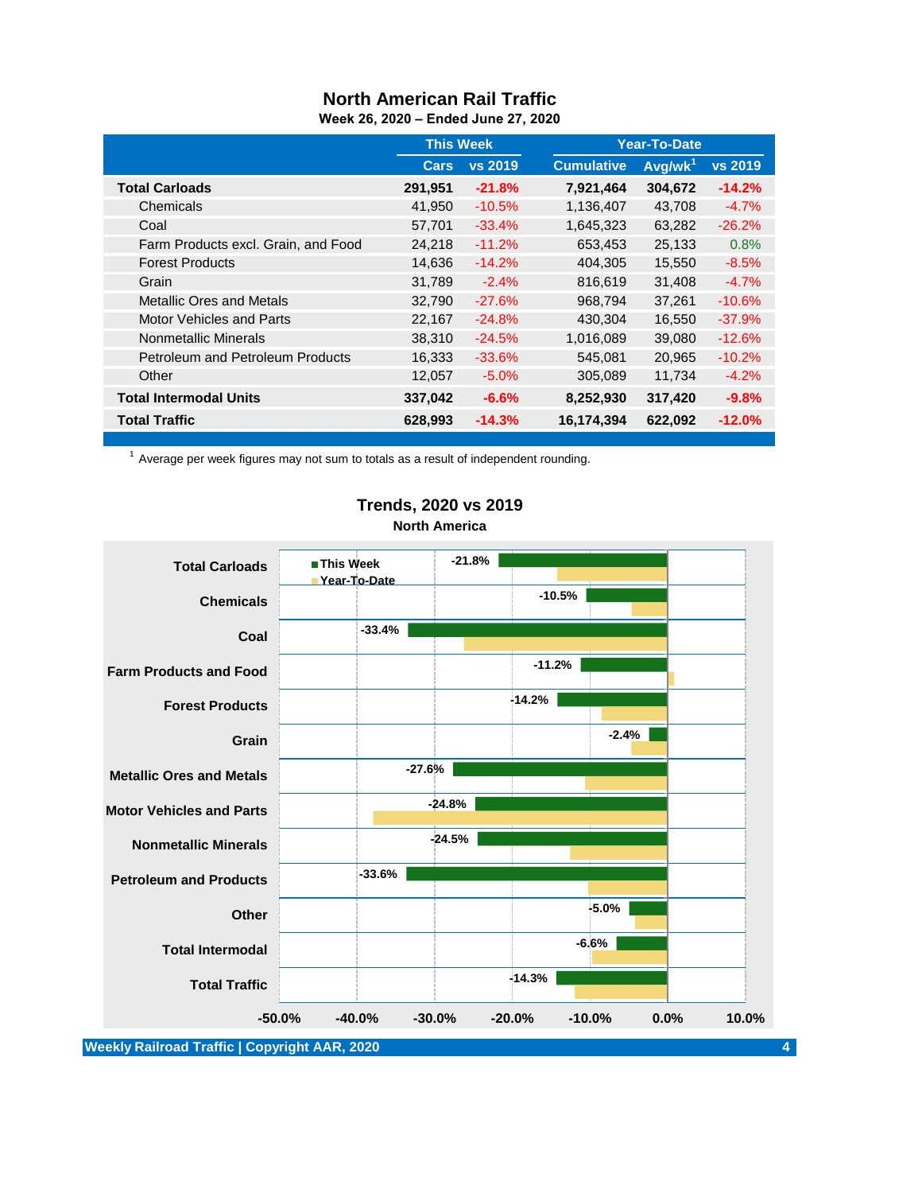# North American Rail Traffic

**Week 26, 2020 – Ended June 27, 2020**

| | This Week | | Year-To-Date | | |
|---|---|---|---|---|---|
| | Cars | vs 2019 | Cumulative | Avg/wk[1] | vs 2019 |
| **Total Carloads** | **291,951** | **-21.8%** | **7,921,464** | **304,672** | **-14.2%** |
| Chemicals | 41,950 | -10.5% | 1,136,407 | 43,708 | -4.7% |
| Coal | 57,701 | -33.4% | 1,645,323 | 63,282 | -26.2% |
| Farm Products excl. Grain, and Food | 24,218 | -11.2% | 653,453 | 25,133 | 0.8% |
| Forest Products | 14,636 | -14.2% | 404,305 | 15,550 | -8.5% |
| Grain | 31,789 | -2.4% | 816,619 | 31,408 | -4.7% |
| Metallic Ores and Metals | 32,790 | -27.6% | 968,794 | 37,261 | -10.6% |
| Motor Vehicles and Parts | 22,167 | -24.8% | 430,304 | 16,550 | -37.9% |
| Nonmetallic Minerals | 38,310 | -24.5% | 1,016,089 | 39,080 | -12.6% |
| Petroleum and Petroleum Products | 16,333 | -33.6% | 545,081 | 20,965 | -10.2% |
| Other | 12,057 | -5.0% | 305,089 | 11,734 | -4.2% |
| **Total Intermodal Units** | **337,042** | **-6.6%** | **8,252,930** | **317,420** | **-9.8%** |
| **Total Traffic** | **628,993** | **-14.3%** | **16,174,394** | **622,092** | **-12.0%** |

[1] Average per week figures may not sum to totals as a result of independent rounding.

## Trends, 2020 vs 2019

**North America**

| | This Week | Year-To-Date |
|---|---|---|
| Total Carloads | -21.8% | -14.2% |
| Chemicals | -10.5% | -4.7% |
| Coal | -33.4% | -26.2% |
| Farm Products and Food | -11.2% | 0.8% |
| Forest Products | -14.2% | -8.5% |
| Grain | -2.4% | -4.7% |
| Metallic Ores and Metals | -27.6% | -10.6% |
| Motor Vehicles and Parts | -24.8% | -37.9% |
| Nonmetallic Minerals | -24.5% | -12.6% |
| Petroleum and Products | -33.6% | -10.2% |
| Other | -5.0% | -4.2% |
| Total Intermodal | -6.6% | -9.8% |
| Total Traffic | -14.3% | -12.0% |

Weekly Railroad Traffic | Copyright AAR, 2020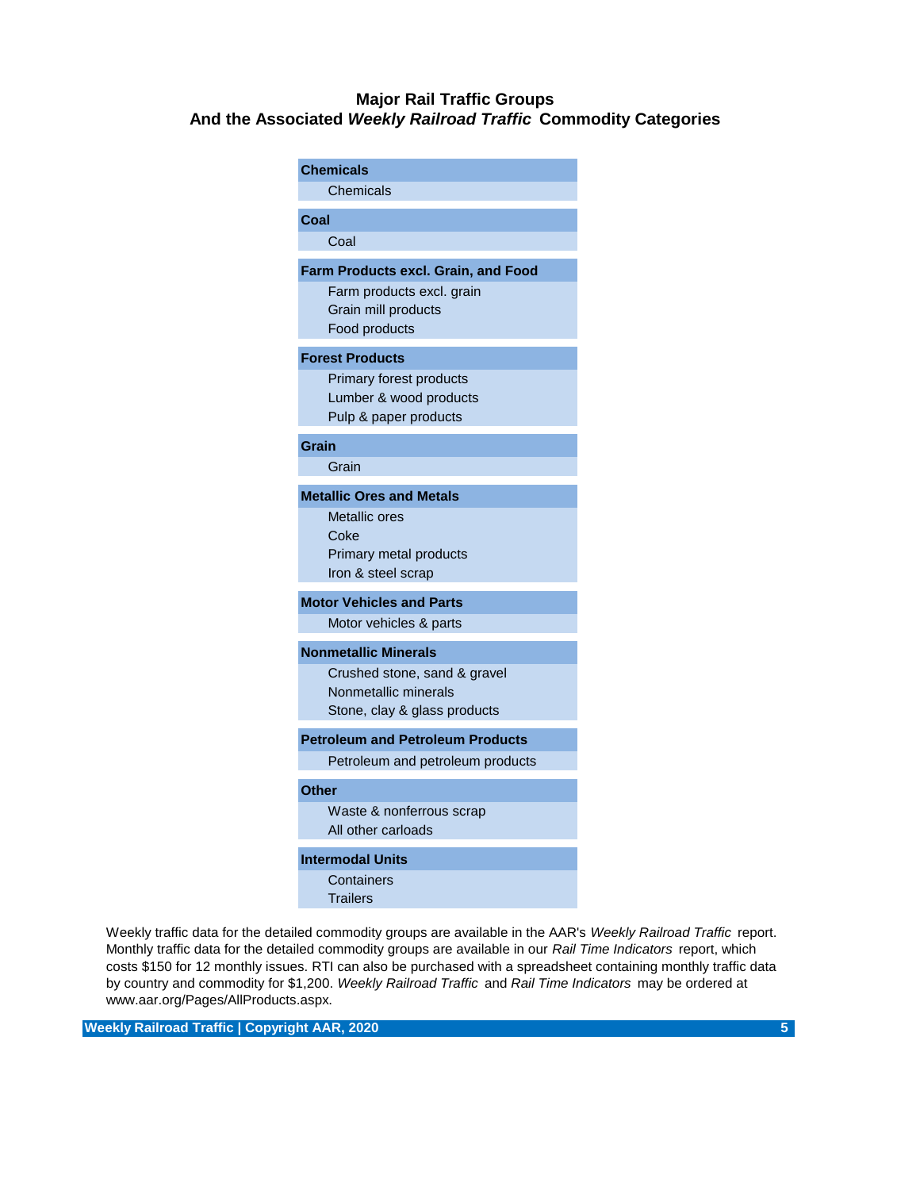## Major Rail Traffic Groups
## And the Associated *Weekly Railroad Traffic* Commodity Categories

**Chemicals**
- Chemicals

**Coal**
- Coal

**Farm Products excl. Grain, and Food**
- Farm products excl. grain
- Grain mill products
- Food products

**Forest Products**
- Primary forest products
- Lumber & wood products
- Pulp & paper products

**Grain**
- Grain

**Metallic Ores and Metals**
- Metallic ores
- Coke
- Primary metal products
- Iron & steel scrap

**Motor Vehicles and Parts**
- Motor vehicles & parts

**Nonmetallic Minerals**
- Crushed stone, sand & gravel
- Nonmetallic minerals
- Stone, clay & glass products

**Petroleum and Petroleum Products**
- Petroleum and petroleum products

**Other**
- Waste & nonferrous scrap
- All other carloads

**Intermodal Units**
- Containers
- Trailers

Weekly traffic data for the detailed commodity groups are available in the AAR's *Weekly Railroad Traffic* report. Monthly traffic data for the detailed commodity groups are available in our *Rail Time Indicators* report, which costs $150 for 12 monthly issues. RTI can also be purchased with a spreadsheet containing monthly traffic data by country and commodity for $1,200. *Weekly Railroad Traffic* and *Rail Time Indicators* may be ordered at www.aar.org/Pages/AllProducts.aspx.